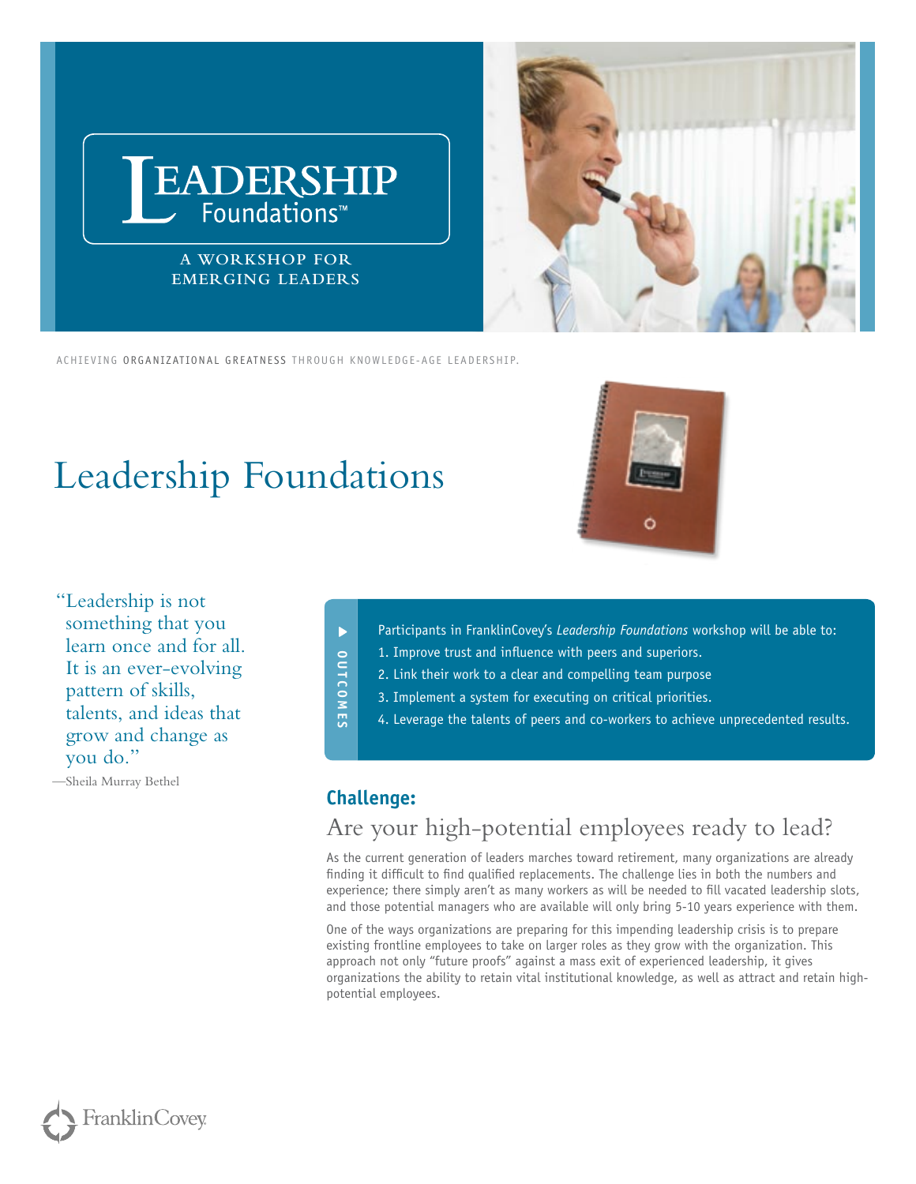# LEADERSHIP Foundations™

A WORKSHOP FOR EMERGING LEADERS

ACHIEVING ORGANIZATIONAL GREATNESS THROUGH KNOWLEDGE-AGE LEADERSHIP.

# Leadership Foundations

"Leadership is not something that you learn once and for all. It is an ever-evolving pattern of skills, talents, and ideas that grow and change as you do."

—Sheila Murray Bethel

**OUTCOMES**

Participants in FranklinCovey's *Leadership Foundations* workshop will be able to:

1. Improve trust and influence with peers and superiors.
2. Link their work to a clear and compelling team purpose
3. Implement a system for executing on critical priorities.
4. Leverage the talents of peers and co-workers to achieve unprecedented results.

## Challenge:

### Are your high-potential employees ready to lead?

As the current generation of leaders marches toward retirement, many organizations are already finding it difficult to find qualified replacements. The challenge lies in both the numbers and experience; there simply aren't as many workers as will be needed to fill vacated leadership slots, and those potential managers who are available will only bring 5-10 years experience with them.

One of the ways organizations are preparing for this impending leadership crisis is to prepare existing frontline employees to take on larger roles as they grow with the organization. This approach not only "future proofs" against a mass exit of experienced leadership, it gives organizations the ability to retain vital institutional knowledge, as well as attract and retain high-potential employees.

FranklinCovey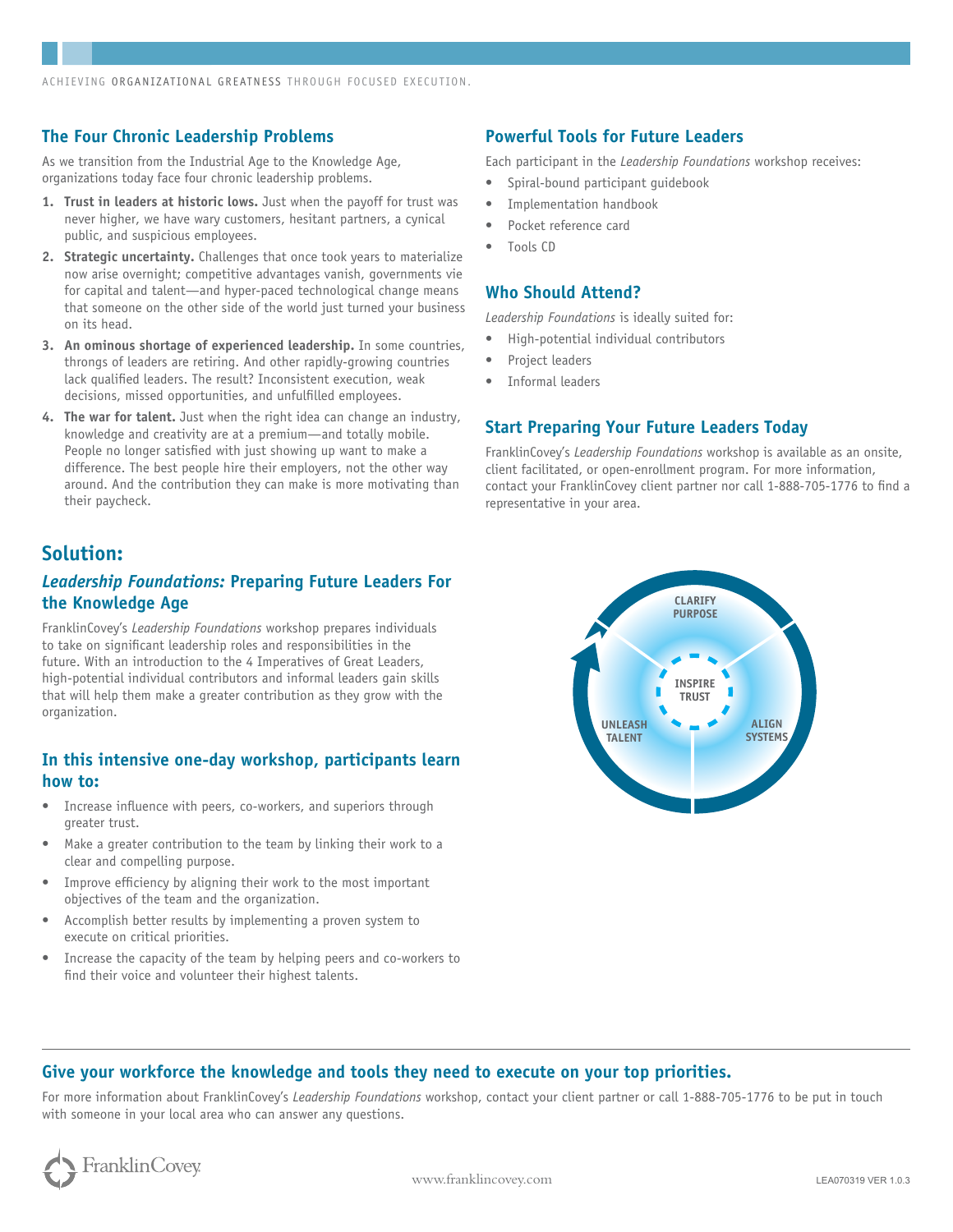## The Four Chronic Leadership Problems

As we transition from the Industrial Age to the Knowledge Age, organizations today face four chronic leadership problems.

1. **Trust in leaders at historic lows.** Just when the payoff for trust was never higher, we have wary customers, hesitant partners, a cynical public, and suspicious employees.
2. **Strategic uncertainty.** Challenges that once took years to materialize now arise overnight; competitive advantages vanish, governments vie for capital and talent—and hyper-paced technological change means that someone on the other side of the world just turned your business on its head.
3. **An ominous shortage of experienced leadership.** In some countries, throngs of leaders are retiring. And other rapidly-growing countries lack qualified leaders. The result? Inconsistent execution, weak decisions, missed opportunities, and unfulfilled employees.
4. **The war for talent.** Just when the right idea can change an industry, knowledge and creativity are at a premium—and totally mobile. People no longer satisfied with just showing up want to make a difference. The best people hire their employers, not the other way around. And the contribution they can make is more motivating than their paycheck.

# Solution:

## *Leadership Foundations:* Preparing Future Leaders For the Knowledge Age

FranklinCovey's *Leadership Foundations* workshop prepares individuals to take on significant leadership roles and responsibilities in the future. With an introduction to the 4 Imperatives of Great Leaders, high-potential individual contributors and informal leaders gain skills that will help them make a greater contribution as they grow with the organization.

## In this intensive one-day workshop, participants learn how to:

- Increase influence with peers, co-workers, and superiors through greater trust.
- Make a greater contribution to the team by linking their work to a clear and compelling purpose.
- Improve efficiency by aligning their work to the most important objectives of the team and the organization.
- Accomplish better results by implementing a proven system to execute on critical priorities.
- Increase the capacity of the team by helping peers and co-workers to find their voice and volunteer their highest talents.

## Powerful Tools for Future Leaders

Each participant in the *Leadership Foundations* workshop receives:

- Spiral-bound participant guidebook
- Implementation handbook
- Pocket reference card
- Tools CD

## Who Should Attend?

*Leadership Foundations* is ideally suited for:

- High-potential individual contributors
- Project leaders
- Informal leaders

## Start Preparing Your Future Leaders Today

FranklinCovey's *Leadership Foundations* workshop is available as an onsite, client facilitated, or open-enrollment program. For more information, contact your FranklinCovey client partner nor call 1-888-705-1776 to find a representative in your area.

CLARIFY PURPOSE

INSPIRE TRUST

UNLEASH TALENT

ALIGN SYSTEMS

## Give your workforce the knowledge and tools they need to execute on your top priorities.

For more information about FranklinCovey's *Leadership Foundations* workshop, contact your client partner or call 1-888-705-1776 to be put in touch with someone in your local area who can answer any questions.

FranklinCovey

www.franklincovey.com

LEA070319 VER 1.0.3